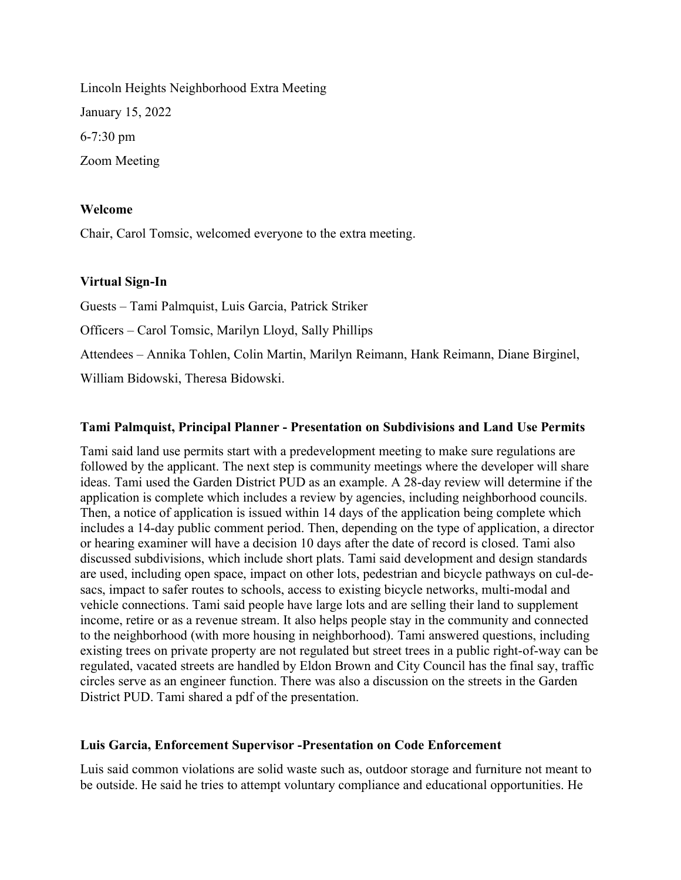Lincoln Heights Neighborhood Extra Meeting

January 15, 2022

6-7:30 pm

Zoom Meeting

**Welcome**

Chair, Carol Tomsic, welcomed everyone to the extra meeting.

**Virtual Sign-In**

Guests – Tami Palmquist, Luis Garcia, Patrick Striker

Officers – Carol Tomsic, Marilyn Lloyd, Sally Phillips

Attendees – Annika Tohlen, Colin Martin, Marilyn Reimann, Hank Reimann, Diane Birginel, William Bidowski, Theresa Bidowski.

**Tami Palmquist, Principal Planner - Presentation on Subdivisions and Land Use Permits**

Tami said land use permits start with a predevelopment meeting to make sure regulations are followed by the applicant. The next step is community meetings where the developer will share ideas. Tami used the Garden District PUD as an example. A 28-day review will determine if the application is complete which includes a review by agencies, including neighborhood councils. Then, a notice of application is issued within 14 days of the application being complete which includes a 14-day public comment period. Then, depending on the type of application, a director or hearing examiner will have a decision 10 days after the date of record is closed. Tami also discussed subdivisions, which include short plats. Tami said development and design standards are used, including open space, impact on other lots, pedestrian and bicycle pathways on cul-de-sacs, impact to safer routes to schools, access to existing bicycle networks, multi-modal and vehicle connections. Tami said people have large lots and are selling their land to supplement income, retire or as a revenue stream. It also helps people stay in the community and connected to the neighborhood (with more housing in neighborhood). Tami answered questions, including existing trees on private property are not regulated but street trees in a public right-of-way can be regulated, vacated streets are handled by Eldon Brown and City Council has the final say, traffic circles serve as an engineer function. There was also a discussion on the streets in the Garden District PUD. Tami shared a pdf of the presentation.

**Luis Garcia, Enforcement Supervisor -Presentation on Code Enforcement**

Luis said common violations are solid waste such as, outdoor storage and furniture not meant to be outside. He said he tries to attempt voluntary compliance and educational opportunities. He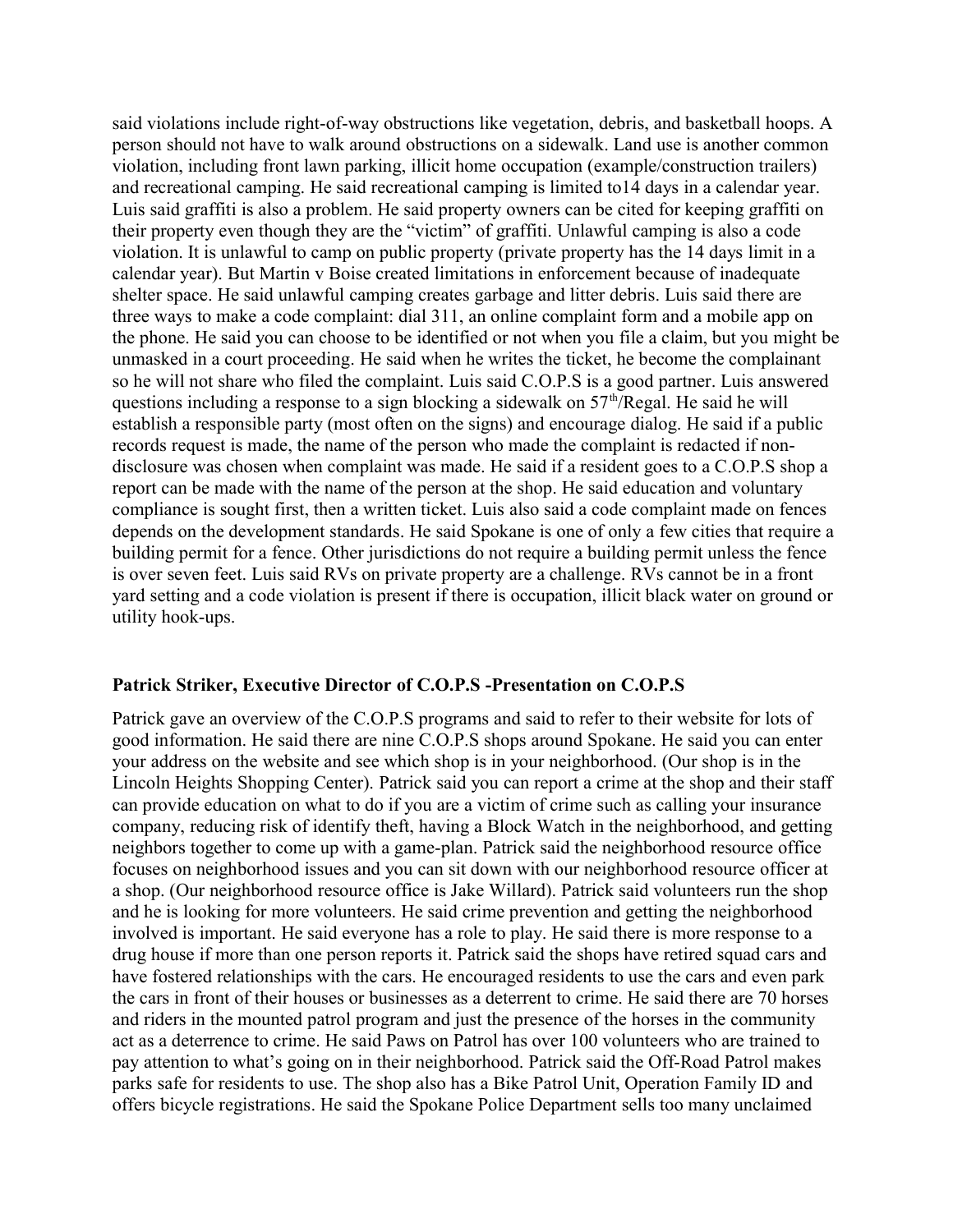said violations include right-of-way obstructions like vegetation, debris, and basketball hoops. A person should not have to walk around obstructions on a sidewalk. Land use is another common violation, including front lawn parking, illicit home occupation (example/construction trailers) and recreational camping. He said recreational camping is limited to14 days in a calendar year. Luis said graffiti is also a problem. He said property owners can be cited for keeping graffiti on their property even though they are the "victim" of graffiti. Unlawful camping is also a code violation. It is unlawful to camp on public property (private property has the 14 days limit in a calendar year). But Martin v Boise created limitations in enforcement because of inadequate shelter space. He said unlawful camping creates garbage and litter debris. Luis said there are three ways to make a code complaint: dial 311, an online complaint form and a mobile app on the phone. He said you can choose to be identified or not when you file a claim, but you might be unmasked in a court proceeding. He said when he writes the ticket, he become the complainant so he will not share who filed the complaint. Luis said C.O.P.S is a good partner. Luis answered questions including a response to a sign blocking a sidewalk on 57th/Regal. He said he will establish a responsible party (most often on the signs) and encourage dialog. He said if a public records request is made, the name of the person who made the complaint is redacted if non-disclosure was chosen when complaint was made. He said if a resident goes to a C.O.P.S shop a report can be made with the name of the person at the shop. He said education and voluntary compliance is sought first, then a written ticket. Luis also said a code complaint made on fences depends on the development standards. He said Spokane is one of only a few cities that require a building permit for a fence. Other jurisdictions do not require a building permit unless the fence is over seven feet. Luis said RVs on private property are a challenge. RVs cannot be in a front yard setting and a code violation is present if there is occupation, illicit black water on ground or utility hook-ups.

**Patrick Striker, Executive Director of C.O.P.S -Presentation on C.O.P.S**

Patrick gave an overview of the C.O.P.S programs and said to refer to their website for lots of good information. He said there are nine C.O.P.S shops around Spokane. He said you can enter your address on the website and see which shop is in your neighborhood. (Our shop is in the Lincoln Heights Shopping Center). Patrick said you can report a crime at the shop and their staff can provide education on what to do if you are a victim of crime such as calling your insurance company, reducing risk of identify theft, having a Block Watch in the neighborhood, and getting neighbors together to come up with a game-plan. Patrick said the neighborhood resource office focuses on neighborhood issues and you can sit down with our neighborhood resource officer at a shop. (Our neighborhood resource office is Jake Willard). Patrick said volunteers run the shop and he is looking for more volunteers. He said crime prevention and getting the neighborhood involved is important. He said everyone has a role to play. He said there is more response to a drug house if more than one person reports it. Patrick said the shops have retired squad cars and have fostered relationships with the cars. He encouraged residents to use the cars and even park the cars in front of their houses or businesses as a deterrent to crime. He said there are 70 horses and riders in the mounted patrol program and just the presence of the horses in the community act as a deterrence to crime. He said Paws on Patrol has over 100 volunteers who are trained to pay attention to what's going on in their neighborhood. Patrick said the Off-Road Patrol makes parks safe for residents to use. The shop also has a Bike Patrol Unit, Operation Family ID and offers bicycle registrations. He said the Spokane Police Department sells too many unclaimed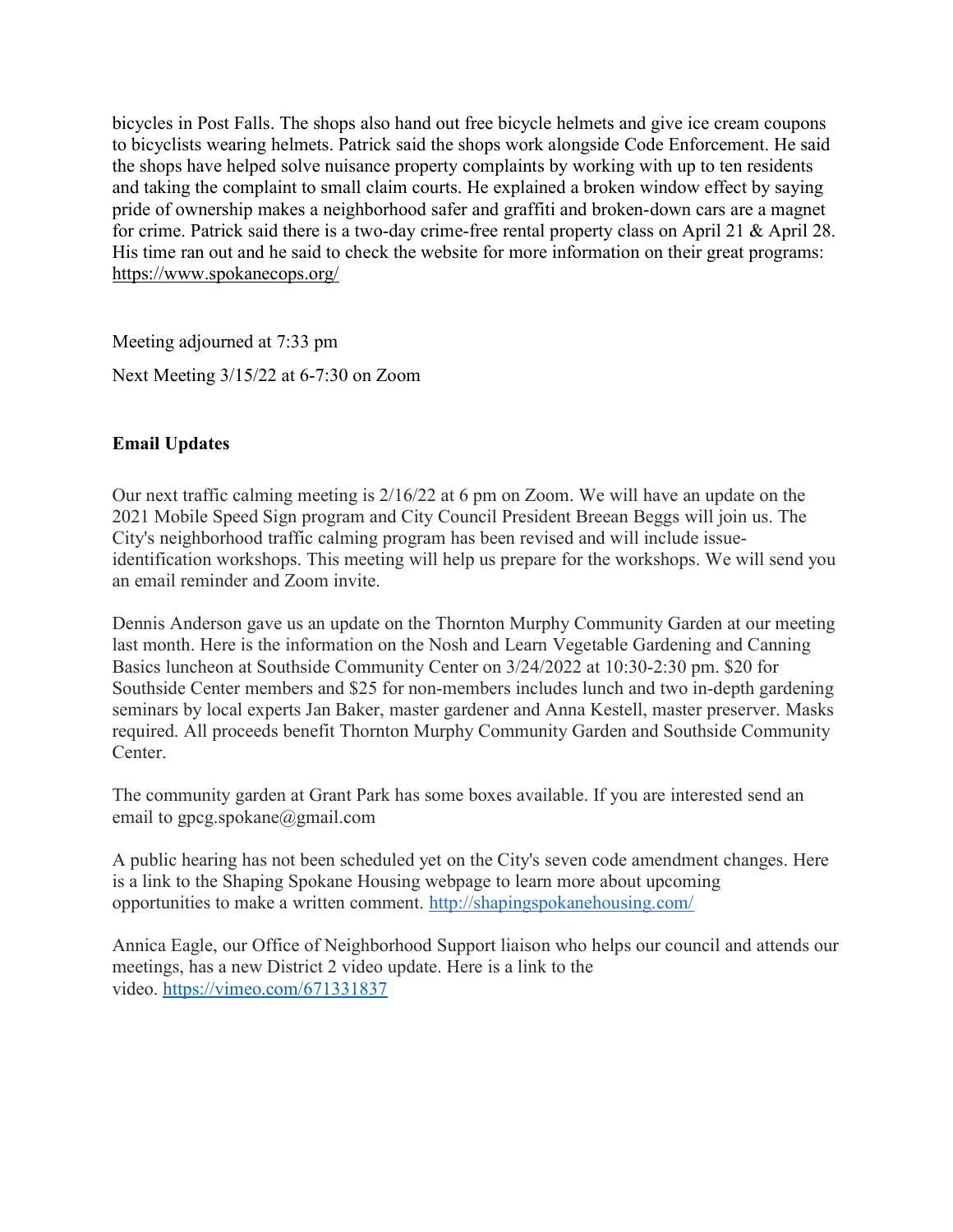bicycles in Post Falls. The shops also hand out free bicycle helmets and give ice cream coupons to bicyclists wearing helmets. Patrick said the shops work alongside Code Enforcement. He said the shops have helped solve nuisance property complaints by working with up to ten residents and taking the complaint to small claim courts. He explained a broken window effect by saying pride of ownership makes a neighborhood safer and graffiti and broken-down cars are a magnet for crime. Patrick said there is a two-day crime-free rental property class on April 21 & April 28. His time ran out and he said to check the website for more information on their great programs: https://www.spokanecops.org/

Meeting adjourned at 7:33 pm

Next Meeting 3/15/22 at 6-7:30 on Zoom

**Email Updates**

Our next traffic calming meeting is 2/16/22 at 6 pm on Zoom. We will have an update on the 2021 Mobile Speed Sign program and City Council President Breean Beggs will join us. The City's neighborhood traffic calming program has been revised and will include issue-identification workshops. This meeting will help us prepare for the workshops. We will send you an email reminder and Zoom invite.

Dennis Anderson gave us an update on the Thornton Murphy Community Garden at our meeting last month. Here is the information on the Nosh and Learn Vegetable Gardening and Canning Basics luncheon at Southside Community Center on 3/24/2022 at 10:30-2:30 pm. $20 for Southside Center members and $25 for non-members includes lunch and two in-depth gardening seminars by local experts Jan Baker, master gardener and Anna Kestell, master preserver. Masks required. All proceeds benefit Thornton Murphy Community Garden and Southside Community Center.

The community garden at Grant Park has some boxes available. If you are interested send an email to gpcg.spokane@gmail.com

A public hearing has not been scheduled yet on the City's seven code amendment changes. Here is a link to the Shaping Spokane Housing webpage to learn more about upcoming opportunities to make a written comment. http://shapingspokanehousing.com/

Annica Eagle, our Office of Neighborhood Support liaison who helps our council and attends our meetings, has a new District 2 video update. Here is a link to the video. https://vimeo.com/671331837